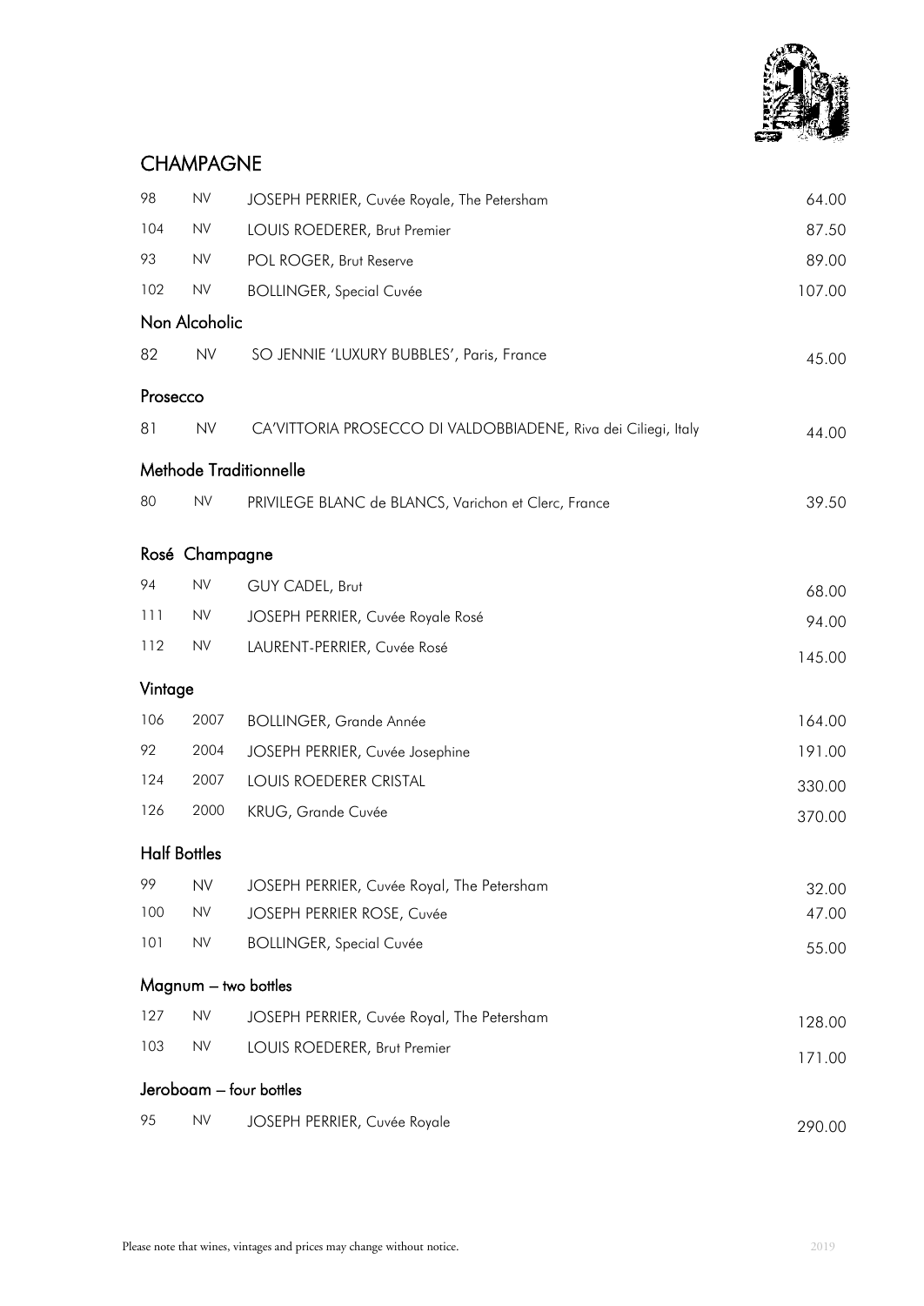# CHAMPAGNE

| | | | |
|---|---|---|---|
| 98 | NV | JOSEPH PERRIER, Cuvée Royale, The Petersham | 64.00 |
| 104 | NV | LOUIS ROEDERER, Brut Premier | 87.50 |
| 93 | NV | POL ROGER, Brut Reserve | 89.00 |
| 102 | NV | BOLLINGER, Special Cuvée | 107.00 |

## Non Alcoholic

| | | | |
|---|---|---|---|
| 82 | NV | SO JENNIE 'LUXURY BUBBLES', Paris, France | 45.00 |

## Prosecco

| | | | |
|---|---|---|---|
| 81 | NV | CA'VITTORIA PROSECCO DI VALDOBBIADENE, Riva dei Ciliegi, Italy | 44.00 |

## Methode Traditionnelle

| | | | |
|---|---|---|---|
| 80 | NV | PRIVILEGE BLANC de BLANCS, Varichon et Clerc, France | 39.50 |

## Rosé Champagne

| | | | |
|---|---|---|---|
| 94 | NV | GUY CADEL, Brut | 68.00 |
| 111 | NV | JOSEPH PERRIER, Cuvée Royale Rosé | 94.00 |
| 112 | NV | LAURENT-PERRIER, Cuvée Rosé | 145.00 |

## Vintage

| | | | |
|---|---|---|---|
| 106 | 2007 | BOLLINGER, Grande Année | 164.00 |
| 92 | 2004 | JOSEPH PERRIER, Cuvée Josephine | 191.00 |
| 124 | 2007 | LOUIS ROEDERER CRISTAL | 330.00 |
| 126 | 2000 | KRUG, Grande Cuvée | 370.00 |

## Half Bottles

| | | | |
|---|---|---|---|
| 99 | NV | JOSEPH PERRIER, Cuvée Royal, The Petersham | 32.00 |
| 100 | NV | JOSEPH PERRIER ROSE, Cuvée | 47.00 |
| 101 | NV | BOLLINGER, Special Cuvée | 55.00 |

## Magnum – two bottles

| | | | |
|---|---|---|---|
| 127 | NV | JOSEPH PERRIER, Cuvée Royal, The Petersham | 128.00 |
| 103 | NV | LOUIS ROEDERER, Brut Premier | 171.00 |

## Jeroboam – four bottles

| | | | |
|---|---|---|---|
| 95 | NV | JOSEPH PERRIER, Cuvée Royale | 290.00 |

Please note that wines, vintages and prices may change without notice.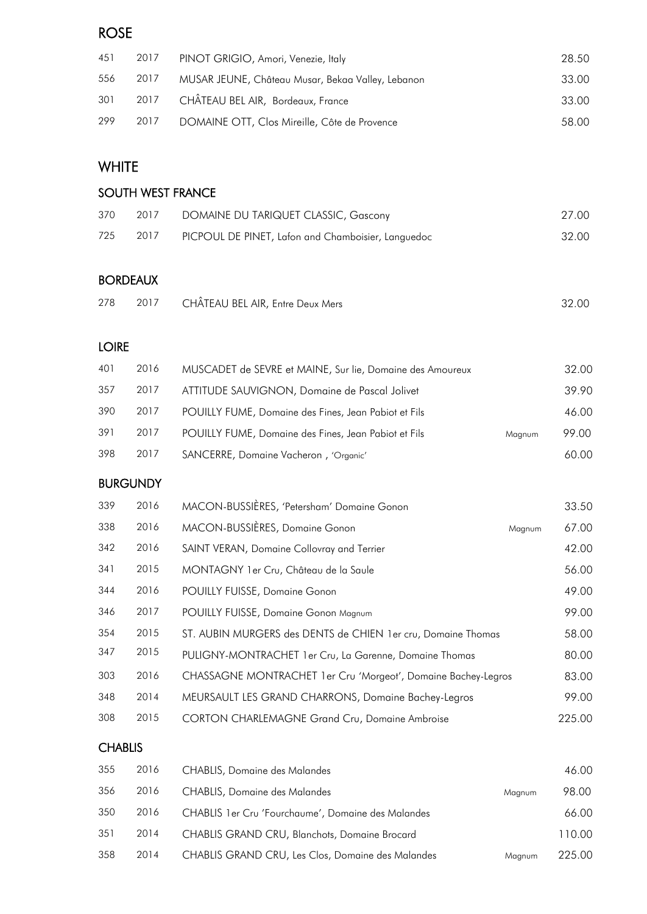## ROSE

| | | | | |
|---|---|---|---|---|
| 451 | 2017 | PINOT GRIGIO, Amori, Venezie, Italy | | 28.50 |
| 556 | 2017 | MUSAR JEUNE, Château Musar, Bekaa Valley, Lebanon | | 33.00 |
| 301 | 2017 | CHÂTEAU BEL AIR, Bordeaux, France | | 33.00 |
| 299 | 2017 | DOMAINE OTT, Clos Mireille, Côte de Provence | | 58.00 |

## WHITE

### SOUTH WEST FRANCE

| | | | | |
|---|---|---|---|---|
| 370 | 2017 | DOMAINE DU TARIQUET CLASSIC, Gascony | | 27.00 |
| 725 | 2017 | PICPOUL DE PINET, Lafon and Chamboisier, Languedoc | | 32.00 |

### BORDEAUX

| | | | | |
|---|---|---|---|---|
| 278 | 2017 | CHÂTEAU BEL AIR, Entre Deux Mers | | 32.00 |

### LOIRE

| | | | | |
|---|---|---|---|---|
| 401 | 2016 | MUSCADET de SEVRE et MAINE, Sur lie, Domaine des Amoureux | | 32.00 |
| 357 | 2017 | ATTITUDE SAUVIGNON, Domaine de Pascal Jolivet | | 39.90 |
| 390 | 2017 | POUILLY FUME, Domaine des Fines, Jean Pabiot et Fils | | 46.00 |
| 391 | 2017 | POUILLY FUME, Domaine des Fines, Jean Pabiot et Fils | Magnum | 99.00 |
| 398 | 2017 | SANCERRE, Domaine Vacheron , 'Organic' | | 60.00 |

### BURGUNDY

| | | | | |
|---|---|---|---|---|
| 339 | 2016 | MACON-BUSSIÈRES, 'Petersham' Domaine Gonon | | 33.50 |
| 338 | 2016 | MACON-BUSSIÈRES, Domaine Gonon | Magnum | 67.00 |
| 342 | 2016 | SAINT VERAN, Domaine Collovray and Terrier | | 42.00 |
| 341 | 2015 | MONTAGNY 1er Cru, Château de la Saule | | 56.00 |
| 344 | 2016 | POUILLY FUISSE, Domaine Gonon | | 49.00 |
| 346 | 2017 | POUILLY FUISSE, Domaine Gonon Magnum | | 99.00 |
| 354 | 2015 | ST. AUBIN MURGERS des DENTS de CHIEN 1er cru, Domaine Thomas | | 58.00 |
| 347 | 2015 | PULIGNY-MONTRACHET 1er Cru, La Garenne, Domaine Thomas | | 80.00 |
| 303 | 2016 | CHASSAGNE MONTRACHET 1er Cru 'Morgeot', Domaine Bachey-Legros | | 83.00 |
| 348 | 2014 | MEURSAULT LES GRAND CHARRONS, Domaine Bachey-Legros | | 99.00 |
| 308 | 2015 | CORTON CHARLEMAGNE Grand Cru, Domaine Ambroise | | 225.00 |

### CHABLIS

| | | | | |
|---|---|---|---|---|
| 355 | 2016 | CHABLIS, Domaine des Malandes | | 46.00 |
| 356 | 2016 | CHABLIS, Domaine des Malandes | Magnum | 98.00 |
| 350 | 2016 | CHABLIS 1er Cru 'Fourchaume', Domaine des Malandes | | 66.00 |
| 351 | 2014 | CHABLIS GRAND CRU, Blanchots, Domaine Brocard | | 110.00 |
| 358 | 2014 | CHABLIS GRAND CRU, Les Clos, Domaine des Malandes | Magnum | 225.00 |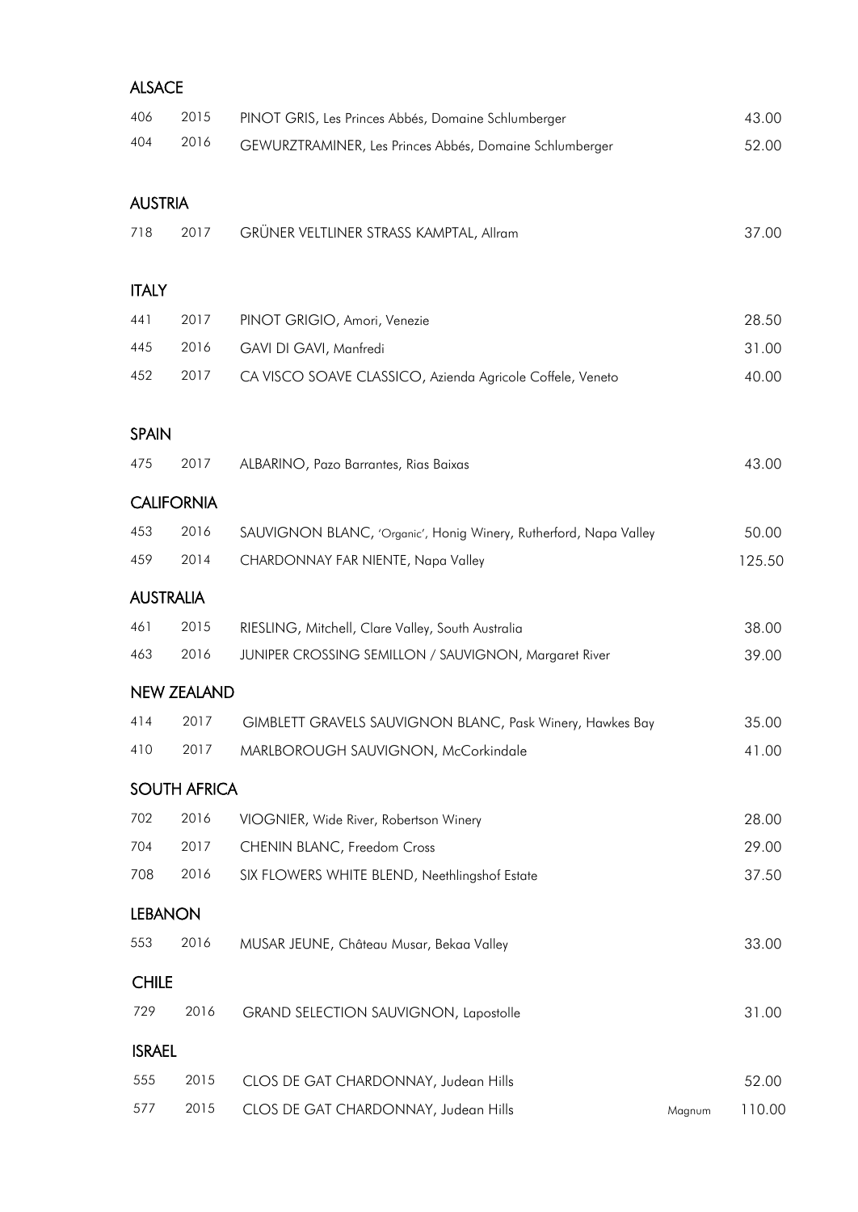## ALSACE

| | | | | |
|---|---|---|---|---|
| 406 | 2015 | PINOT GRIS, Les Princes Abbés, Domaine Schlumberger | | 43.00 |
| 404 | 2016 | GEWURZTRAMINER, Les Princes Abbés, Domaine Schlumberger | | 52.00 |

## AUSTRIA

| | | | | |
|---|---|---|---|---|
| 718 | 2017 | GRÜNER VELTLINER STRASS KAMPTAL, Allram | | 37.00 |

## ITALY

| | | | | |
|---|---|---|---|---|
| 441 | 2017 | PINOT GRIGIO, Amori, Venezie | | 28.50 |
| 445 | 2016 | GAVI DI GAVI, Manfredi | | 31.00 |
| 452 | 2017 | CA VISCO SOAVE CLASSICO, Azienda Agricole Coffele, Veneto | | 40.00 |

## SPAIN

| | | | | |
|---|---|---|---|---|
| 475 | 2017 | ALBARINO, Pazo Barrantes, Rias Baixas | | 43.00 |

## CALIFORNIA

| | | | | |
|---|---|---|---|---|
| 453 | 2016 | SAUVIGNON BLANC, 'Organic', Honig Winery, Rutherford, Napa Valley | | 50.00 |
| 459 | 2014 | CHARDONNAY FAR NIENTE, Napa Valley | | 125.50 |

## AUSTRALIA

| | | | | |
|---|---|---|---|---|
| 461 | 2015 | RIESLING, Mitchell, Clare Valley, South Australia | | 38.00 |
| 463 | 2016 | JUNIPER CROSSING SEMILLON / SAUVIGNON, Margaret River | | 39.00 |

## NEW ZEALAND

| | | | | |
|---|---|---|---|---|
| 414 | 2017 | GIMBLETT GRAVELS SAUVIGNON BLANC, Pask Winery, Hawkes Bay | | 35.00 |
| 410 | 2017 | MARLBOROUGH SAUVIGNON, McCorkindale | | 41.00 |

## SOUTH AFRICA

| | | | | |
|---|---|---|---|---|
| 702 | 2016 | VIOGNIER, Wide River, Robertson Winery | | 28.00 |
| 704 | 2017 | CHENIN BLANC, Freedom Cross | | 29.00 |
| 708 | 2016 | SIX FLOWERS WHITE BLEND, Neethlingshof Estate | | 37.50 |

## LEBANON

| | | | | |
|---|---|---|---|---|
| 553 | 2016 | MUSAR JEUNE, Château Musar, Bekaa Valley | | 33.00 |

## CHILE

| | | | | |
|---|---|---|---|---|
| 729 | 2016 | GRAND SELECTION SAUVIGNON, Lapostolle | | 31.00 |

## ISRAEL

| | | | | |
|---|---|---|---|---|
| 555 | 2015 | CLOS DE GAT CHARDONNAY, Judean Hills | | 52.00 |
| 577 | 2015 | CLOS DE GAT CHARDONNAY, Judean Hills | Magnum | 110.00 |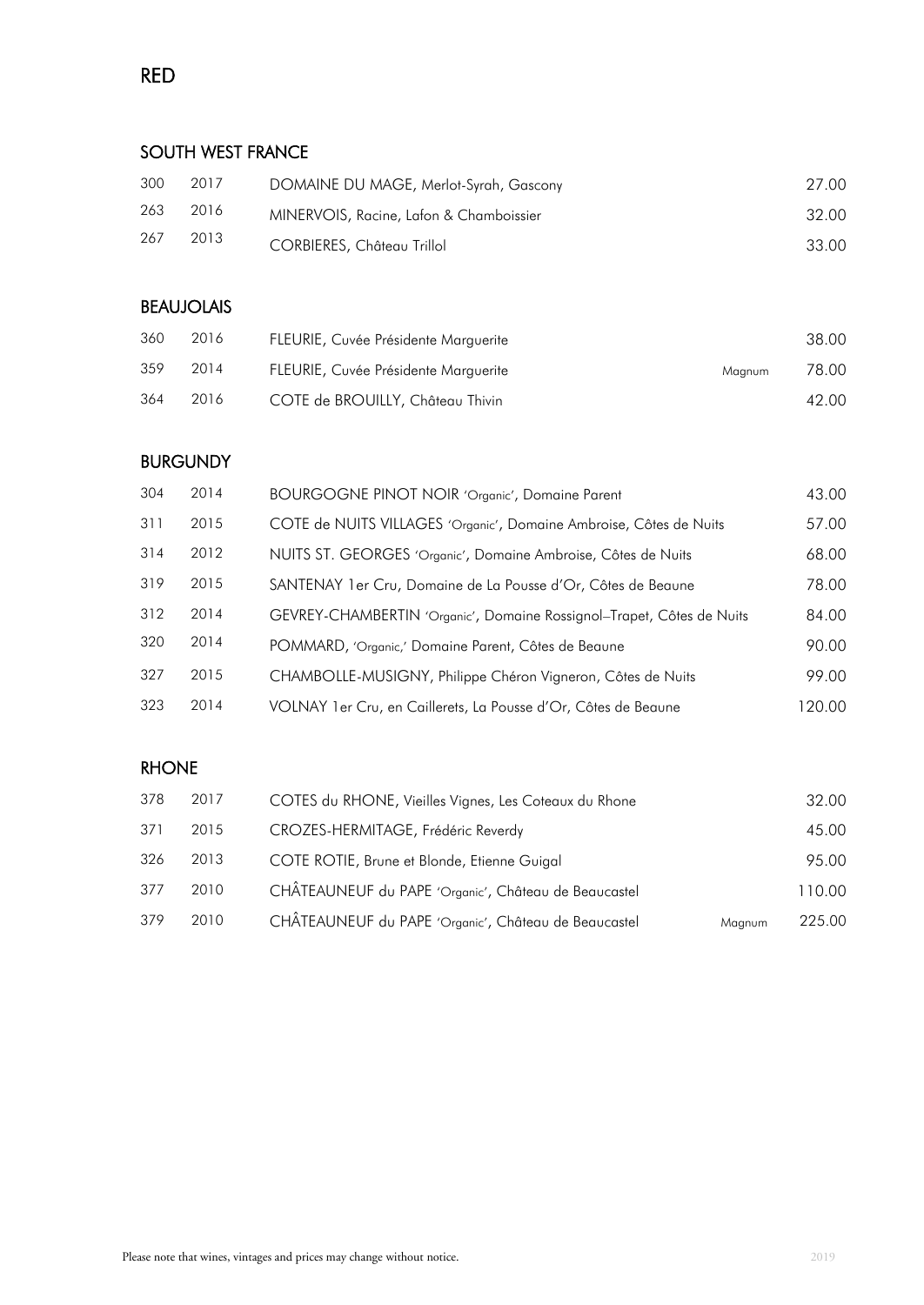# RED

## SOUTH WEST FRANCE

| | | | | |
|---|---|---|---|---|
| 300 | 2017 | DOMAINE DU MAGE, Merlot-Syrah, Gascony | | 27.00 |
| 263 | 2016 | MINERVOIS, Racine, Lafon & Chamboissier | | 32.00 |
| 267 | 2013 | CORBIERES, Château Trillol | | 33.00 |

## BEAUJOLAIS

| | | | | |
|---|---|---|---|---|
| 360 | 2016 | FLEURIE, Cuvée Présidente Marguerite | | 38.00 |
| 359 | 2014 | FLEURIE, Cuvée Présidente Marguerite | Magnum | 78.00 |
| 364 | 2016 | COTE de BROUILLY, Château Thivin | | 42.00 |

## BURGUNDY

| | | | |
|---|---|---|---|
| 304 | 2014 | BOURGOGNE PINOT NOIR 'Organic', Domaine Parent | 43.00 |
| 311 | 2015 | COTE de NUITS VILLAGES 'Organic', Domaine Ambroise, Côtes de Nuits | 57.00 |
| 314 | 2012 | NUITS ST. GEORGES 'Organic', Domaine Ambroise, Côtes de Nuits | 68.00 |
| 319 | 2015 | SANTENAY 1er Cru, Domaine de La Pousse d'Or, Côtes de Beaune | 78.00 |
| 312 | 2014 | GEVREY-CHAMBERTIN 'Organic', Domaine Rossignol–Trapet, Côtes de Nuits | 84.00 |
| 320 | 2014 | POMMARD, 'Organic,' Domaine Parent, Côtes de Beaune | 90.00 |
| 327 | 2015 | CHAMBOLLE-MUSIGNY, Philippe Chéron Vigneron, Côtes de Nuits | 99.00 |
| 323 | 2014 | VOLNAY 1er Cru, en Caillerets, La Pousse d'Or, Côtes de Beaune | 120.00 |

## RHONE

| | | | | |
|---|---|---|---|---|
| 378 | 2017 | COTES du RHONE, Vieilles Vignes, Les Coteaux du Rhone | | 32.00 |
| 371 | 2015 | CROZES-HERMITAGE, Frédéric Reverdy | | 45.00 |
| 326 | 2013 | COTE ROTIE, Brune et Blonde, Etienne Guigal | | 95.00 |
| 377 | 2010 | CHÂTEAUNEUF du PAPE 'Organic', Château de Beaucastel | | 110.00 |
| 379 | 2010 | CHÂTEAUNEUF du PAPE 'Organic', Château de Beaucastel | Magnum | 225.00 |

Please note that wines, vintages and prices may change without notice.

2019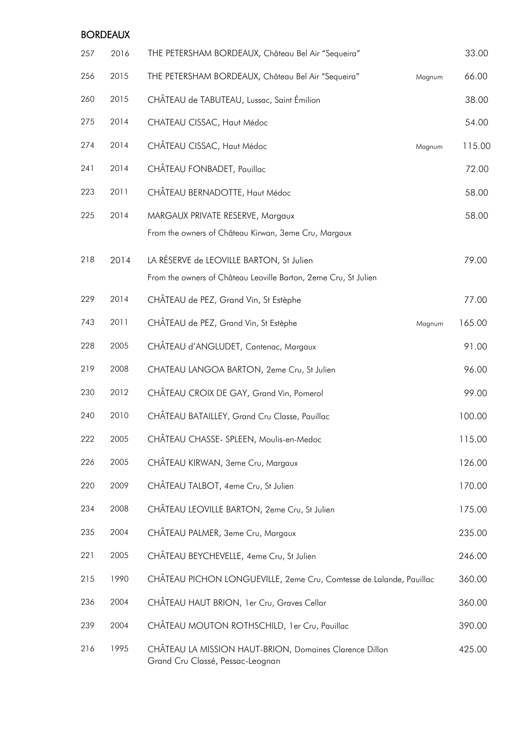## BORDEAUX

| | | | | |
|---|---|---|---|---|
| 257 | 2016 | THE PETERSHAM BORDEAUX, Château Bel Air "Sequeira" | | 33.00 |
| 256 | 2015 | THE PETERSHAM BORDEAUX, Château Bel Air "Sequeira" | Magnum | 66.00 |
| 260 | 2015 | CHÂTEAU de TABUTEAU, Lussac, Saint Émilion | | 38.00 |
| 275 | 2014 | CHATEAU CISSAC, Haut Médoc | | 54.00 |
| 274 | 2014 | CHÂTEAU CISSAC, Haut Médoc | Magnum | 115.00 |
| 241 | 2014 | CHÂTEAU FONBADET, Pauillac | | 72.00 |
| 223 | 2011 | CHÂTEAU BERNADOTTE, Haut Médoc | | 58.00 |
| 225 | 2014 | MARGAUX PRIVATE RESERVE, Margaux<br>From the owners of Château Kirwan, 3eme Cru, Margaux | | 58.00 |
| 218 | 2014 | LA RÉSERVE de LEOVILLE BARTON, St Julien<br>From the owners of Château Leoville Barton, 2eme Cru, St Julien | | 79.00 |
| 229 | 2014 | CHÂTEAU de PEZ, Grand Vin, St Estèphe | | 77.00 |
| 743 | 2011 | CHÂTEAU de PEZ, Grand Vin, St Estèphe | Magnum | 165.00 |
| 228 | 2005 | CHÂTEAU d'ANGLUDET, Cantenac, Margaux | | 91.00 |
| 219 | 2008 | CHATEAU LANGOA BARTON, 2eme Cru, St Julien | | 96.00 |
| 230 | 2012 | CHÂTEAU CROIX DE GAY, Grand Vin, Pomerol | | 99.00 |
| 240 | 2010 | CHÂTEAU BATAILLEY, Grand Cru Classe, Pauillac | | 100.00 |
| 222 | 2005 | CHÂTEAU CHASSE- SPLEEN, Moulis-en-Medoc | | 115.00 |
| 226 | 2005 | CHÂTEAU KIRWAN, 3eme Cru, Margaux | | 126.00 |
| 220 | 2009 | CHÂTEAU TALBOT, 4eme Cru, St Julien | | 170.00 |
| 234 | 2008 | CHÂTEAU LEOVILLE BARTON, 2eme Cru, St Julien | | 175.00 |
| 235 | 2004 | CHÂTEAU PALMER, 3eme Cru, Margaux | | 235.00 |
| 221 | 2005 | CHÂTEAU BEYCHEVELLE, 4eme Cru, St Julien | | 246.00 |
| 215 | 1990 | CHÂTEAU PICHON LONGUEVILLE, 2eme Cru, Comtesse de Lalande, Pauillac | | 360.00 |
| 236 | 2004 | CHÂTEAU HAUT BRION, 1er Cru, Graves Cellar | | 360.00 |
| 239 | 2004 | CHÂTEAU MOUTON ROTHSCHILD, 1er Cru, Pauillac | | 390.00 |
| 216 | 1995 | CHÂTEAU LA MISSION HAUT-BRION, Domaines Clarence Dillon<br>Grand Cru Classé, Pessac-Leognan | | 425.00 |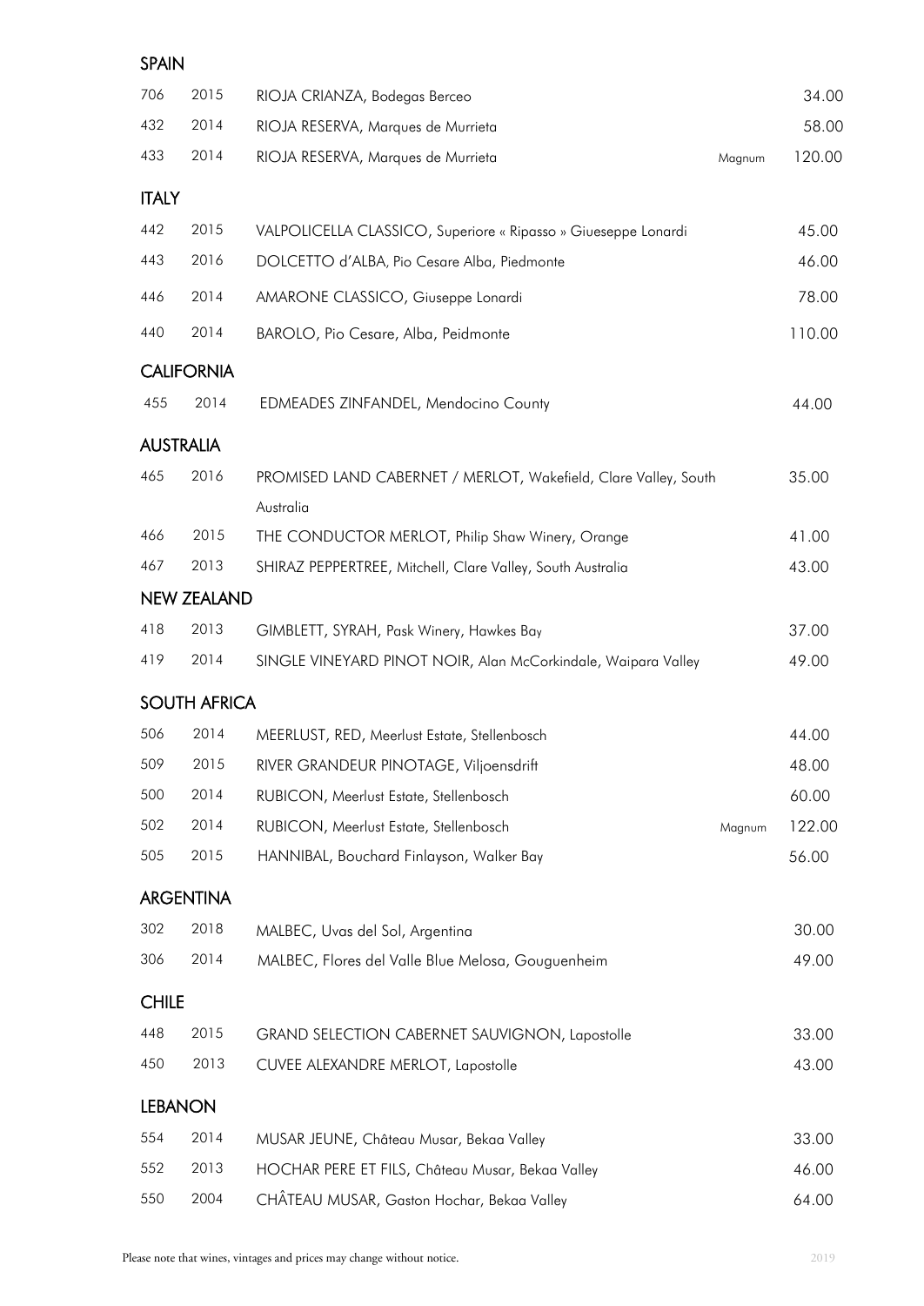## SPAIN

| | | | | |
|---|---|---|---|---|
| 706 | 2015 | RIOJA CRIANZA, Bodegas Berceo | | 34.00 |
| 432 | 2014 | RIOJA RESERVA, Marques de Murrieta | | 58.00 |
| 433 | 2014 | RIOJA RESERVA, Marques de Murrieta | Magnum | 120.00 |

## ITALY

| | | | | |
|---|---|---|---|---|
| 442 | 2015 | VALPOLICELLA CLASSICO, Superiore « Ripasso » Giueseppe Lonardi | | 45.00 |
| 443 | 2016 | DOLCETTO d'ALBA, Pio Cesare Alba, Piedmonte | | 46.00 |
| 446 | 2014 | AMARONE CLASSICO, Giuseppe Lonardi | | 78.00 |
| 440 | 2014 | BAROLO, Pio Cesare, Alba, Peidmonte | | 110.00 |

## CALIFORNIA

| | | | | |
|---|---|---|---|---|
| 455 | 2014 | EDMEADES ZINFANDEL, Mendocino County | | 44.00 |

## AUSTRALIA

| | | | | |
|---|---|---|---|---|
| 465 | 2016 | PROMISED LAND CABERNET / MERLOT, Wakefield, Clare Valley, South Australia | | 35.00 |
| 466 | 2015 | THE CONDUCTOR MERLOT, Philip Shaw Winery, Orange | | 41.00 |
| 467 | 2013 | SHIRAZ PEPPERTREE, Mitchell, Clare Valley, South Australia | | 43.00 |

## NEW ZEALAND

| | | | | |
|---|---|---|---|---|
| 418 | 2013 | GIMBLETT, SYRAH, Pask Winery, Hawkes Bay | | 37.00 |
| 419 | 2014 | SINGLE VINEYARD PINOT NOIR, Alan McCorkindale, Waipara Valley | | 49.00 |

## SOUTH AFRICA

| | | | | |
|---|---|---|---|---|
| 506 | 2014 | MEERLUST, RED, Meerlust Estate, Stellenbosch | | 44.00 |
| 509 | 2015 | RIVER GRANDEUR PINOTAGE, Viljoensdrift | | 48.00 |
| 500 | 2014 | RUBICON, Meerlust Estate, Stellenbosch | | 60.00 |
| 502 | 2014 | RUBICON, Meerlust Estate, Stellenbosch | Magnum | 122.00 |
| 505 | 2015 | HANNIBAL, Bouchard Finlayson, Walker Bay | | 56.00 |

## ARGENTINA

| | | | | |
|---|---|---|---|---|
| 302 | 2018 | MALBEC, Uvas del Sol, Argentina | | 30.00 |
| 306 | 2014 | MALBEC, Flores del Valle Blue Melosa, Gouguenheim | | 49.00 |

## CHILE

| | | | | |
|---|---|---|---|---|
| 448 | 2015 | GRAND SELECTION CABERNET SAUVIGNON, Lapostolle | | 33.00 |
| 450 | 2013 | CUVEE ALEXANDRE MERLOT, Lapostolle | | 43.00 |

## LEBANON

| | | | | |
|---|---|---|---|---|
| 554 | 2014 | MUSAR JEUNE, Château Musar, Bekaa Valley | | 33.00 |
| 552 | 2013 | HOCHAR PERE ET FILS, Château Musar, Bekaa Valley | | 46.00 |
| 550 | 2004 | CHÂTEAU MUSAR, Gaston Hochar, Bekaa Valley | | 64.00 |

Please note that wines, vintages and prices may change without notice.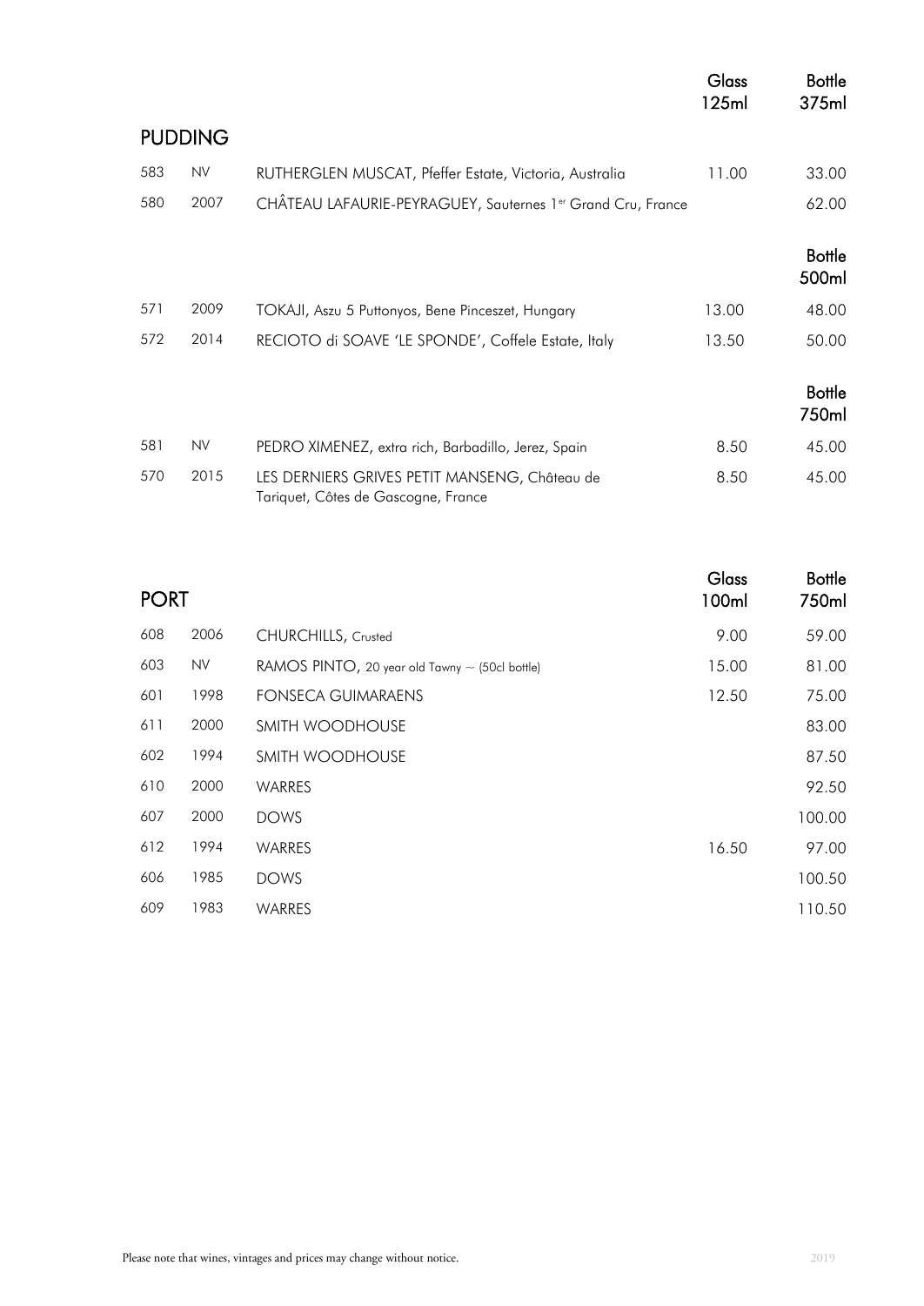## PUDDING

| | | | Glass 125ml | Bottle 375ml |
|---|---|---|---|---|
| 583 | NV | RUTHERGLEN MUSCAT, Pfeffer Estate, Victoria, Australia | 11.00 | 33.00 |
| 580 | 2007 | CHÂTEAU LAFAURIE-PEYRAGUEY, Sauternes 1er Grand Cru, France | | 62.00 |
| | | | | **Bottle 500ml** |
| 571 | 2009 | TOKAJI, Aszu 5 Puttonyos, Bene Pinceszet, Hungary | 13.00 | 48.00 |
| 572 | 2014 | RECIOTO di SOAVE 'LE SPONDE', Coffele Estate, Italy | 13.50 | 50.00 |
| | | | | **Bottle 750ml** |
| 581 | NV | PEDRO XIMENEZ, extra rich, Barbadillo, Jerez, Spain | 8.50 | 45.00 |
| 570 | 2015 | LES DERNIERS GRIVES PETIT MANSENG, Château de Tariquet, Côtes de Gascogne, France | 8.50 | 45.00 |

## PORT

| | | | Glass 100ml | Bottle 750ml |
|---|---|---|---|---|
| 608 | 2006 | CHURCHILLS, Crusted | 9.00 | 59.00 |
| 603 | NV | RAMOS PINTO, 20 year old Tawny ~ (50cl bottle) | 15.00 | 81.00 |
| 601 | 1998 | FONSECA GUIMARAENS | 12.50 | 75.00 |
| 611 | 2000 | SMITH WOODHOUSE | | 83.00 |
| 602 | 1994 | SMITH WOODHOUSE | | 87.50 |
| 610 | 2000 | WARRES | | 92.50 |
| 607 | 2000 | DOWS | | 100.00 |
| 612 | 1994 | WARRES | 16.50 | 97.00 |
| 606 | 1985 | DOWS | | 100.50 |
| 609 | 1983 | WARRES | | 110.50 |

Please note that wines, vintages and prices may change without notice.

2019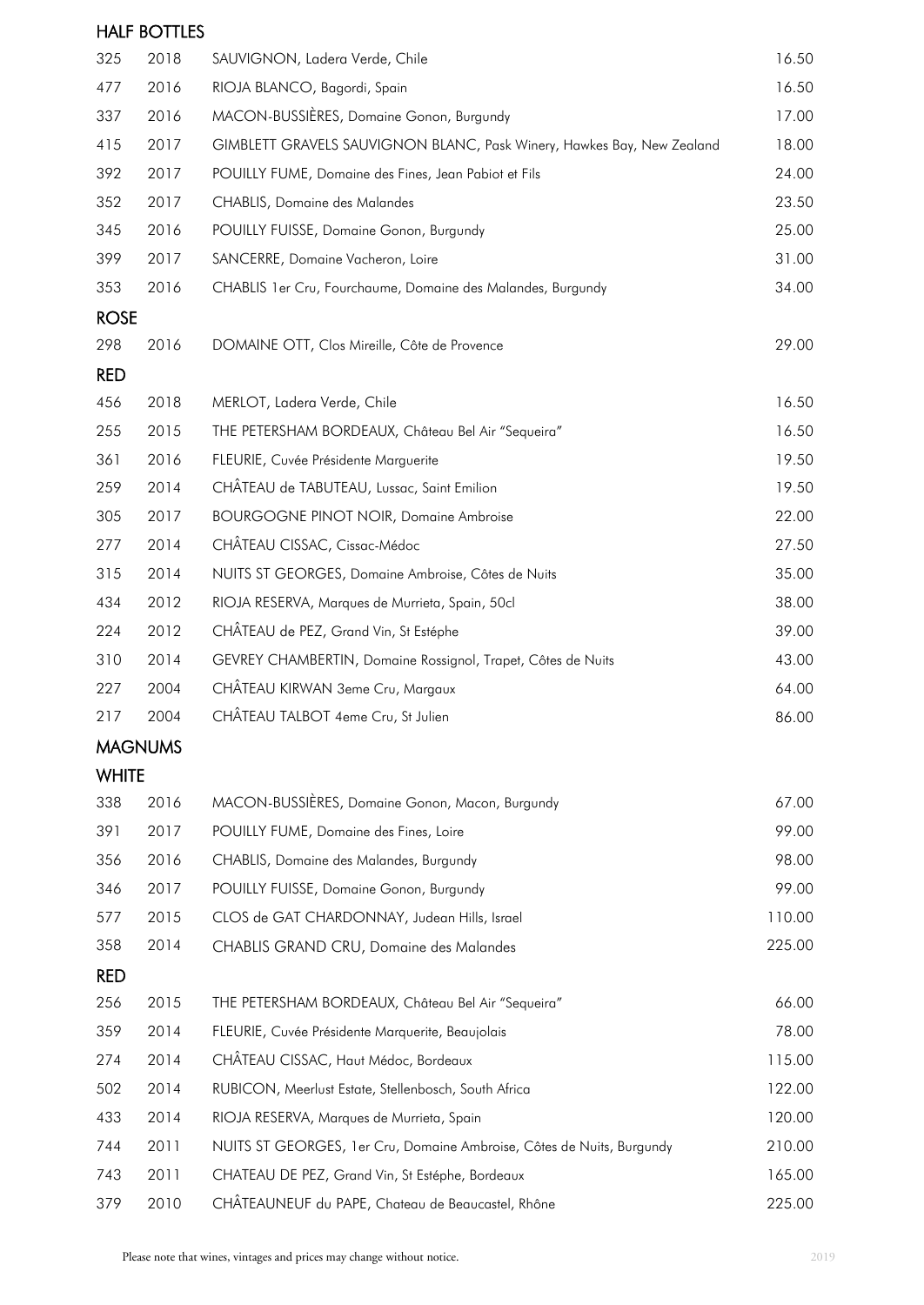## HALF BOTTLES

| | | | |
|---|---|---|---|
| 325 | 2018 | SAUVIGNON, Ladera Verde, Chile | 16.50 |
| 477 | 2016 | RIOJA BLANCO, Bagordi, Spain | 16.50 |
| 337 | 2016 | MACON-BUSSIÈRES, Domaine Gonon, Burgundy | 17.00 |
| 415 | 2017 | GIMBLETT GRAVELS SAUVIGNON BLANC, Pask Winery, Hawkes Bay, New Zealand | 18.00 |
| 392 | 2017 | POUILLY FUME, Domaine des Fines, Jean Pabiot et Fils | 24.00 |
| 352 | 2017 | CHABLIS, Domaine des Malandes | 23.50 |
| 345 | 2016 | POUILLY FUISSE, Domaine Gonon, Burgundy | 25.00 |
| 399 | 2017 | SANCERRE, Domaine Vacheron, Loire | 31.00 |
| 353 | 2016 | CHABLIS 1er Cru, Fourchaume, Domaine des Malandes, Burgundy | 34.00 |

### ROSE

| | | | |
|---|---|---|---|
| 298 | 2016 | DOMAINE OTT, Clos Mireille, Côte de Provence | 29.00 |

### RED

| | | | |
|---|---|---|---|
| 456 | 2018 | MERLOT, Ladera Verde, Chile | 16.50 |
| 255 | 2015 | THE PETERSHAM BORDEAUX, Château Bel Air "Sequeira" | 16.50 |
| 361 | 2016 | FLEURIE, Cuvée Présidente Marguerite | 19.50 |
| 259 | 2014 | CHÂTEAU de TABUTEAU, Lussac, Saint Emilion | 19.50 |
| 305 | 2017 | BOURGOGNE PINOT NOIR, Domaine Ambroise | 22.00 |
| 277 | 2014 | CHÂTEAU CISSAC, Cissac-Médoc | 27.50 |
| 315 | 2014 | NUITS ST GEORGES, Domaine Ambroise, Côtes de Nuits | 35.00 |
| 434 | 2012 | RIOJA RESERVA, Marques de Murrieta, Spain, 50cl | 38.00 |
| 224 | 2012 | CHÂTEAU de PEZ, Grand Vin, St Estéphe | 39.00 |
| 310 | 2014 | GEVREY CHAMBERTIN, Domaine Rossignol, Trapet, Côtes de Nuits | 43.00 |
| 227 | 2004 | CHÂTEAU KIRWAN 3eme Cru, Margaux | 64.00 |
| 217 | 2004 | CHÂTEAU TALBOT 4eme Cru, St Julien | 86.00 |

## MAGNUMS

### WHITE

| | | | |
|---|---|---|---|
| 338 | 2016 | MACON-BUSSIÈRES, Domaine Gonon, Macon, Burgundy | 67.00 |
| 391 | 2017 | POUILLY FUME, Domaine des Fines, Loire | 99.00 |
| 356 | 2016 | CHABLIS, Domaine des Malandes, Burgundy | 98.00 |
| 346 | 2017 | POUILLY FUISSE, Domaine Gonon, Burgundy | 99.00 |
| 577 | 2015 | CLOS de GAT CHARDONNAY, Judean Hills, Israel | 110.00 |
| 358 | 2014 | CHABLIS GRAND CRU, Domaine des Malandes | 225.00 |

### RED

| | | | |
|---|---|---|---|
| 256 | 2015 | THE PETERSHAM BORDEAUX, Château Bel Air "Sequeira" | 66.00 |
| 359 | 2014 | FLEURIE, Cuvée Présidente Marquerite, Beaujolais | 78.00 |
| 274 | 2014 | CHÂTEAU CISSAC, Haut Médoc, Bordeaux | 115.00 |
| 502 | 2014 | RUBICON, Meerlust Estate, Stellenbosch, South Africa | 122.00 |
| 433 | 2014 | RIOJA RESERVA, Marques de Murrieta, Spain | 120.00 |
| 744 | 2011 | NUITS ST GEORGES, 1er Cru, Domaine Ambroise, Côtes de Nuits, Burgundy | 210.00 |
| 743 | 2011 | CHATEAU DE PEZ, Grand Vin, St Estéphe, Bordeaux | 165.00 |
| 379 | 2010 | CHÂTEAUNEUF du PAPE, Chateau de Beaucastel, Rhône | 225.00 |

Please note that wines, vintages and prices may change without notice.